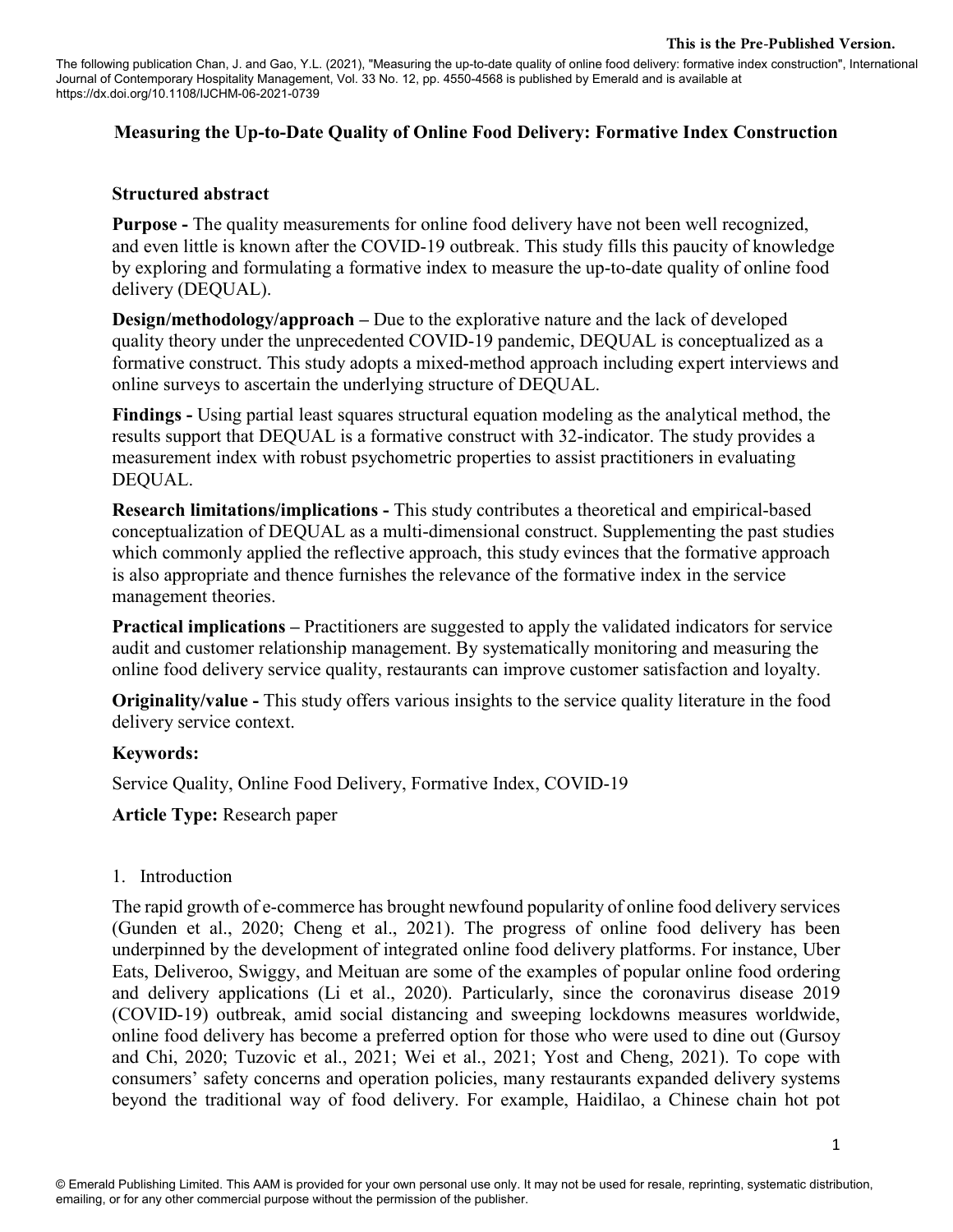This is the Pre-Published Version.

The following publication Chan, J. and Gao, Y.L. (2021), "Measuring the up-to-date quality of online food delivery: formative index construction", International Journal of Contemporary Hospitality Management, Vol. 33 No. 12, pp. 4550-4568 is published by Emerald and is available at https://dx.doi.org/10.1108/IJCHM-06-2021-0739

# Measuring the Up-to-Date Quality of Online Food Delivery: Formative Index Construction

## Structured abstract

**Purpose -** The quality measurements for online food delivery have not been well recognized, and even little is known after the COVID-19 outbreak. This study fills this paucity of knowledge by exploring and formulating a formative index to measure the up-to-date quality of online food delivery (DEQUAL).

**Design/methodology/approach –** Due to the explorative nature and the lack of developed quality theory under the unprecedented COVID-19 pandemic, DEQUAL is conceptualized as a formative construct. This study adopts a mixed-method approach including expert interviews and online surveys to ascertain the underlying structure of DEQUAL.

**Findings -** Using partial least squares structural equation modeling as the analytical method, the results support that DEQUAL is a formative construct with 32-indicator. The study provides a measurement index with robust psychometric properties to assist practitioners in evaluating DEQUAL.

**Research limitations/implications -** This study contributes a theoretical and empirical-based conceptualization of DEQUAL as a multi-dimensional construct. Supplementing the past studies which commonly applied the reflective approach, this study evinces that the formative approach is also appropriate and thence furnishes the relevance of the formative index in the service management theories.

**Practical implications –** Practitioners are suggested to apply the validated indicators for service audit and customer relationship management. By systematically monitoring and measuring the online food delivery service quality, restaurants can improve customer satisfaction and loyalty.

**Originality/value -** This study offers various insights to the service quality literature in the food delivery service context.

**Keywords:**

Service Quality, Online Food Delivery, Formative Index, COVID-19

**Article Type:** Research paper

## 1. Introduction

The rapid growth of e-commerce has brought newfound popularity of online food delivery services (Gunden et al., 2020; Cheng et al., 2021). The progress of online food delivery has been underpinned by the development of integrated online food delivery platforms. For instance, Uber Eats, Deliveroo, Swiggy, and Meituan are some of the examples of popular online food ordering and delivery applications (Li et al., 2020). Particularly, since the coronavirus disease 2019 (COVID-19) outbreak, amid social distancing and sweeping lockdowns measures worldwide, online food delivery has become a preferred option for those who were used to dine out (Gursoy and Chi, 2020; Tuzovic et al., 2021; Wei et al., 2021; Yost and Cheng, 2021). To cope with consumers' safety concerns and operation policies, many restaurants expanded delivery systems beyond the traditional way of food delivery. For example, Haidilao, a Chinese chain hot pot

© Emerald Publishing Limited. This AAM is provided for your own personal use only. It may not be used for resale, reprinting, systematic distribution, emailing, or for any other commercial purpose without the permission of the publisher.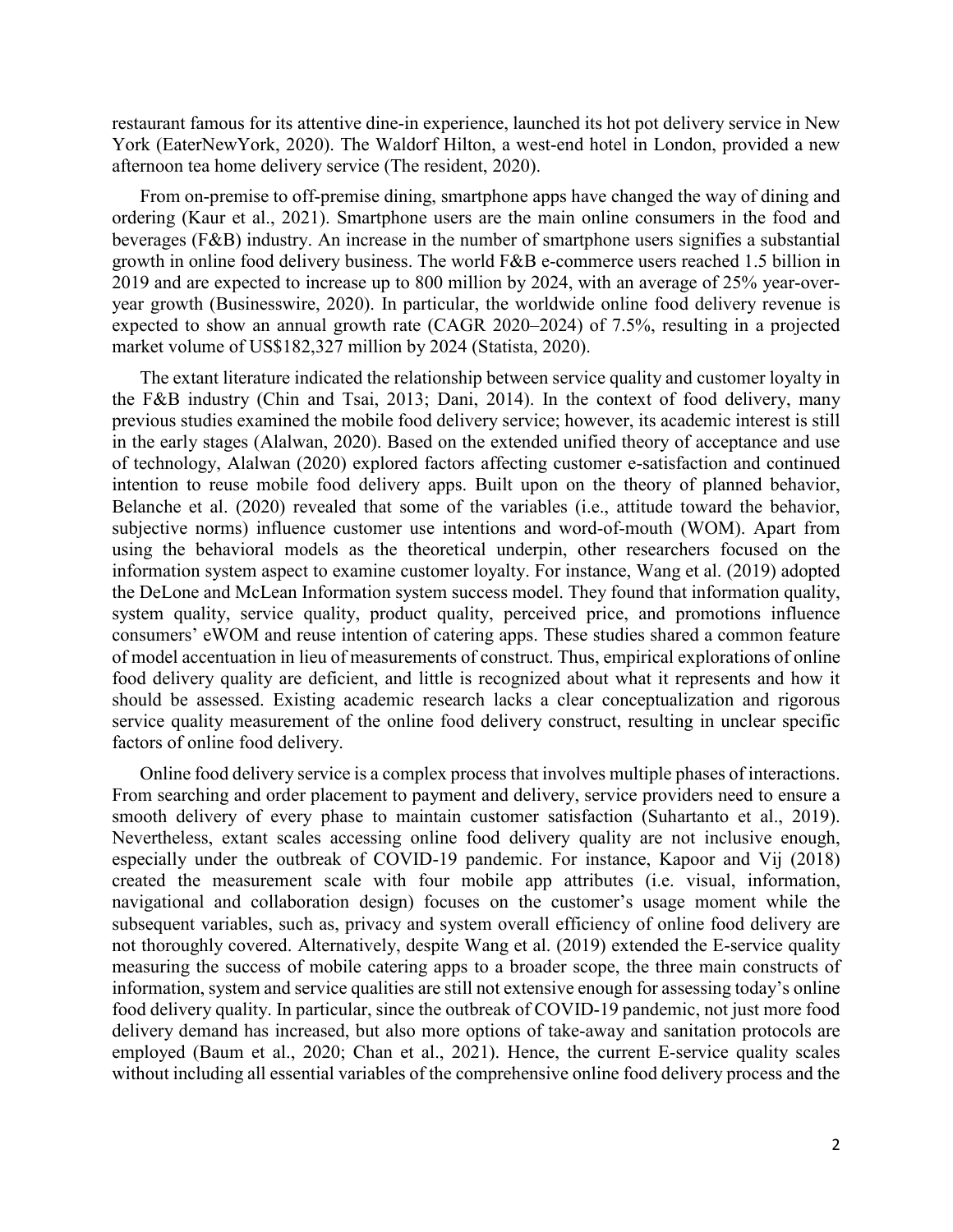restaurant famous for its attentive dine-in experience, launched its hot pot delivery service in New York (EaterNewYork, 2020). The Waldorf Hilton, a west-end hotel in London, provided a new afternoon tea home delivery service (The resident, 2020).

From on-premise to off-premise dining, smartphone apps have changed the way of dining and ordering (Kaur et al., 2021). Smartphone users are the main online consumers in the food and beverages (F&B) industry. An increase in the number of smartphone users signifies a substantial growth in online food delivery business. The world F&B e-commerce users reached 1.5 billion in 2019 and are expected to increase up to 800 million by 2024, with an average of 25% year-over-year growth (Businesswire, 2020). In particular, the worldwide online food delivery revenue is expected to show an annual growth rate (CAGR 2020–2024) of 7.5%, resulting in a projected market volume of US$182,327 million by 2024 (Statista, 2020).

The extant literature indicated the relationship between service quality and customer loyalty in the F&B industry (Chin and Tsai, 2013; Dani, 2014). In the context of food delivery, many previous studies examined the mobile food delivery service; however, its academic interest is still in the early stages (Alalwan, 2020). Based on the extended unified theory of acceptance and use of technology, Alalwan (2020) explored factors affecting customer e-satisfaction and continued intention to reuse mobile food delivery apps. Built upon on the theory of planned behavior, Belanche et al. (2020) revealed that some of the variables (i.e., attitude toward the behavior, subjective norms) influence customer use intentions and word-of-mouth (WOM). Apart from using the behavioral models as the theoretical underpin, other researchers focused on the information system aspect to examine customer loyalty. For instance, Wang et al. (2019) adopted the DeLone and McLean Information system success model. They found that information quality, system quality, service quality, product quality, perceived price, and promotions influence consumers' eWOM and reuse intention of catering apps. These studies shared a common feature of model accentuation in lieu of measurements of construct. Thus, empirical explorations of online food delivery quality are deficient, and little is recognized about what it represents and how it should be assessed. Existing academic research lacks a clear conceptualization and rigorous service quality measurement of the online food delivery construct, resulting in unclear specific factors of online food delivery.

Online food delivery service is a complex process that involves multiple phases of interactions. From searching and order placement to payment and delivery, service providers need to ensure a smooth delivery of every phase to maintain customer satisfaction (Suhartanto et al., 2019). Nevertheless, extant scales accessing online food delivery quality are not inclusive enough, especially under the outbreak of COVID-19 pandemic. For instance, Kapoor and Vij (2018) created the measurement scale with four mobile app attributes (i.e. visual, information, navigational and collaboration design) focuses on the customer's usage moment while the subsequent variables, such as, privacy and system overall efficiency of online food delivery are not thoroughly covered. Alternatively, despite Wang et al. (2019) extended the E-service quality measuring the success of mobile catering apps to a broader scope, the three main constructs of information, system and service qualities are still not extensive enough for assessing today's online food delivery quality. In particular, since the outbreak of COVID-19 pandemic, not just more food delivery demand has increased, but also more options of take-away and sanitation protocols are employed (Baum et al., 2020; Chan et al., 2021). Hence, the current E-service quality scales without including all essential variables of the comprehensive online food delivery process and the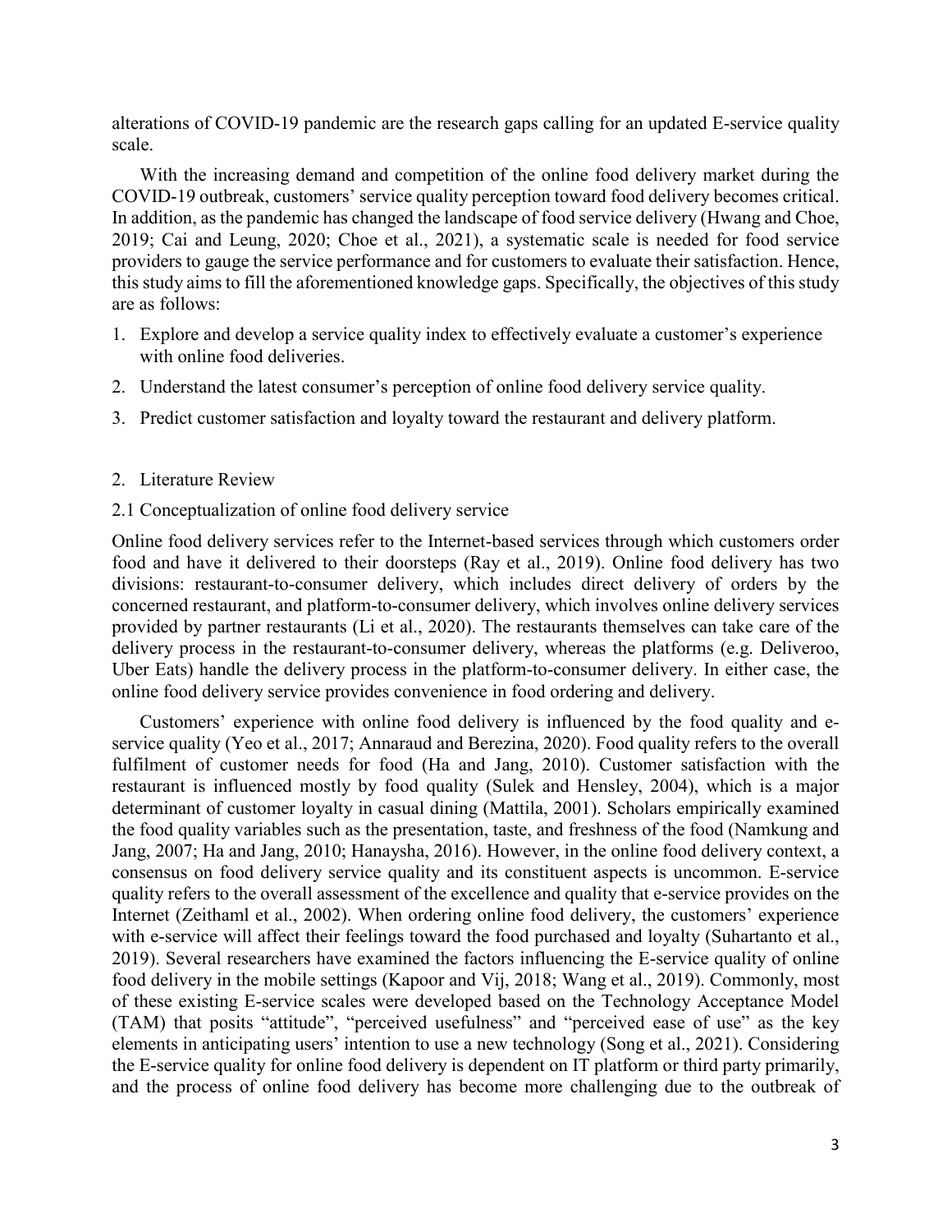alterations of COVID-19 pandemic are the research gaps calling for an updated E-service quality scale.

With the increasing demand and competition of the online food delivery market during the COVID-19 outbreak, customers' service quality perception toward food delivery becomes critical. In addition, as the pandemic has changed the landscape of food service delivery (Hwang and Choe, 2019; Cai and Leung, 2020; Choe et al., 2021), a systematic scale is needed for food service providers to gauge the service performance and for customers to evaluate their satisfaction. Hence, this study aims to fill the aforementioned knowledge gaps. Specifically, the objectives of this study are as follows:

1. Explore and develop a service quality index to effectively evaluate a customer's experience with online food deliveries.
2. Understand the latest consumer's perception of online food delivery service quality.
3. Predict customer satisfaction and loyalty toward the restaurant and delivery platform.

## 2. Literature Review

### 2.1 Conceptualization of online food delivery service

Online food delivery services refer to the Internet-based services through which customers order food and have it delivered to their doorsteps (Ray et al., 2019). Online food delivery has two divisions: restaurant-to-consumer delivery, which includes direct delivery of orders by the concerned restaurant, and platform-to-consumer delivery, which involves online delivery services provided by partner restaurants (Li et al., 2020). The restaurants themselves can take care of the delivery process in the restaurant-to-consumer delivery, whereas the platforms (e.g. Deliveroo, Uber Eats) handle the delivery process in the platform-to-consumer delivery. In either case, the online food delivery service provides convenience in food ordering and delivery.

Customers' experience with online food delivery is influenced by the food quality and e-service quality (Yeo et al., 2017; Annaraud and Berezina, 2020). Food quality refers to the overall fulfilment of customer needs for food (Ha and Jang, 2010). Customer satisfaction with the restaurant is influenced mostly by food quality (Sulek and Hensley, 2004), which is a major determinant of customer loyalty in casual dining (Mattila, 2001). Scholars empirically examined the food quality variables such as the presentation, taste, and freshness of the food (Namkung and Jang, 2007; Ha and Jang, 2010; Hanaysha, 2016). However, in the online food delivery context, a consensus on food delivery service quality and its constituent aspects is uncommon. E-service quality refers to the overall assessment of the excellence and quality that e-service provides on the Internet (Zeithaml et al., 2002). When ordering online food delivery, the customers' experience with e-service will affect their feelings toward the food purchased and loyalty (Suhartanto et al., 2019). Several researchers have examined the factors influencing the E-service quality of online food delivery in the mobile settings (Kapoor and Vij, 2018; Wang et al., 2019). Commonly, most of these existing E-service scales were developed based on the Technology Acceptance Model (TAM) that posits "attitude", "perceived usefulness" and "perceived ease of use" as the key elements in anticipating users' intention to use a new technology (Song et al., 2021). Considering the E-service quality for online food delivery is dependent on IT platform or third party primarily, and the process of online food delivery has become more challenging due to the outbreak of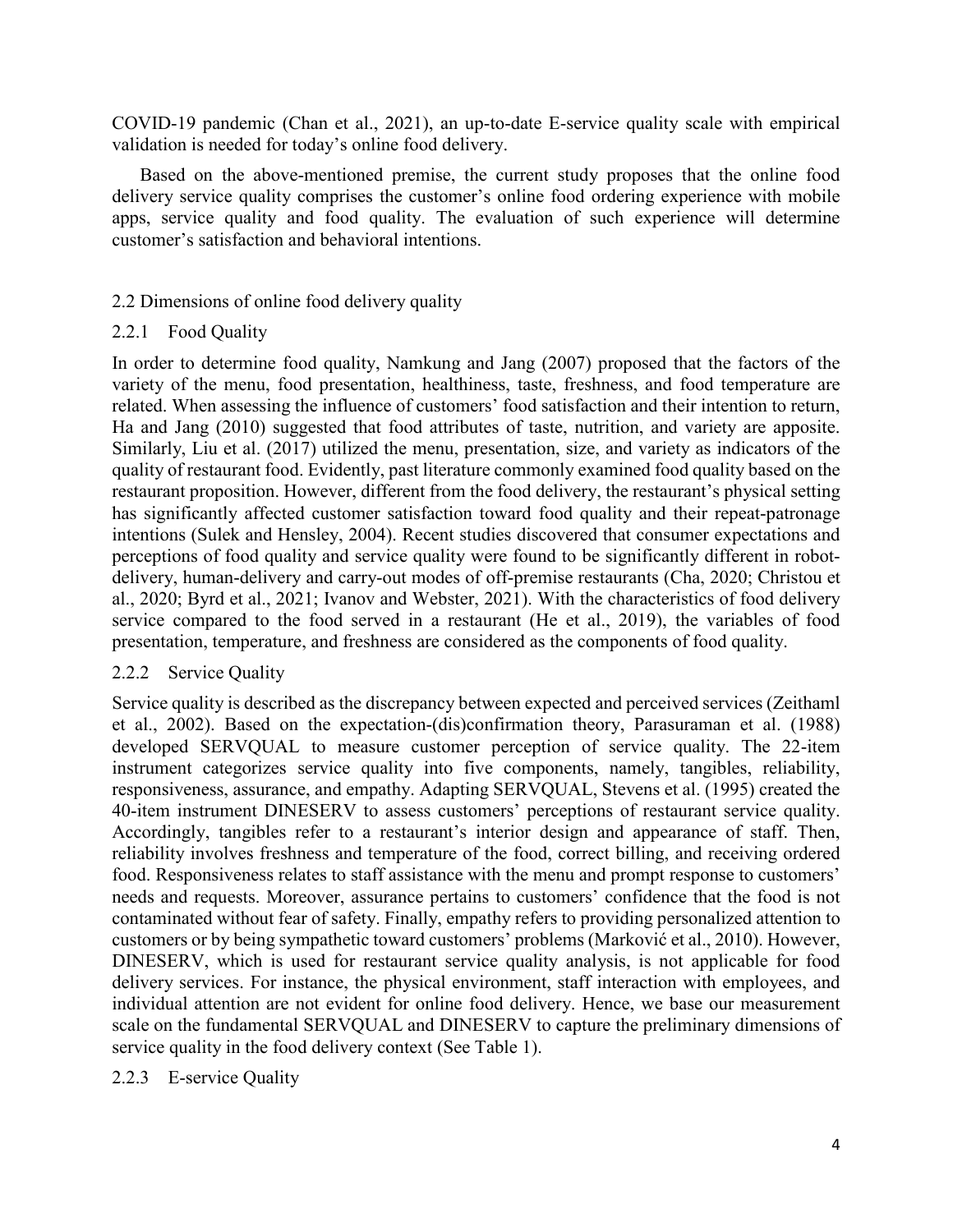COVID-19 pandemic (Chan et al., 2021), an up-to-date E-service quality scale with empirical validation is needed for today's online food delivery.

Based on the above-mentioned premise, the current study proposes that the online food delivery service quality comprises the customer's online food ordering experience with mobile apps, service quality and food quality. The evaluation of such experience will determine customer's satisfaction and behavioral intentions.

## 2.2 Dimensions of online food delivery quality

### 2.2.1 Food Quality

In order to determine food quality, Namkung and Jang (2007) proposed that the factors of the variety of the menu, food presentation, healthiness, taste, freshness, and food temperature are related. When assessing the influence of customers' food satisfaction and their intention to return, Ha and Jang (2010) suggested that food attributes of taste, nutrition, and variety are apposite. Similarly, Liu et al. (2017) utilized the menu, presentation, size, and variety as indicators of the quality of restaurant food. Evidently, past literature commonly examined food quality based on the restaurant proposition. However, different from the food delivery, the restaurant's physical setting has significantly affected customer satisfaction toward food quality and their repeat-patronage intentions (Sulek and Hensley, 2004). Recent studies discovered that consumer expectations and perceptions of food quality and service quality were found to be significantly different in robot-delivery, human-delivery and carry-out modes of off-premise restaurants (Cha, 2020; Christou et al., 2020; Byrd et al., 2021; Ivanov and Webster, 2021). With the characteristics of food delivery service compared to the food served in a restaurant (He et al., 2019), the variables of food presentation, temperature, and freshness are considered as the components of food quality.

### 2.2.2 Service Quality

Service quality is described as the discrepancy between expected and perceived services (Zeithaml et al., 2002). Based on the expectation-(dis)confirmation theory, Parasuraman et al. (1988) developed SERVQUAL to measure customer perception of service quality. The 22-item instrument categorizes service quality into five components, namely, tangibles, reliability, responsiveness, assurance, and empathy. Adapting SERVQUAL, Stevens et al. (1995) created the 40-item instrument DINESERV to assess customers' perceptions of restaurant service quality. Accordingly, tangibles refer to a restaurant's interior design and appearance of staff. Then, reliability involves freshness and temperature of the food, correct billing, and receiving ordered food. Responsiveness relates to staff assistance with the menu and prompt response to customers' needs and requests. Moreover, assurance pertains to customers' confidence that the food is not contaminated without fear of safety. Finally, empathy refers to providing personalized attention to customers or by being sympathetic toward customers' problems (Marković et al., 2010). However, DINESERV, which is used for restaurant service quality analysis, is not applicable for food delivery services. For instance, the physical environment, staff interaction with employees, and individual attention are not evident for online food delivery. Hence, we base our measurement scale on the fundamental SERVQUAL and DINESERV to capture the preliminary dimensions of service quality in the food delivery context (See Table 1).

### 2.2.3 E-service Quality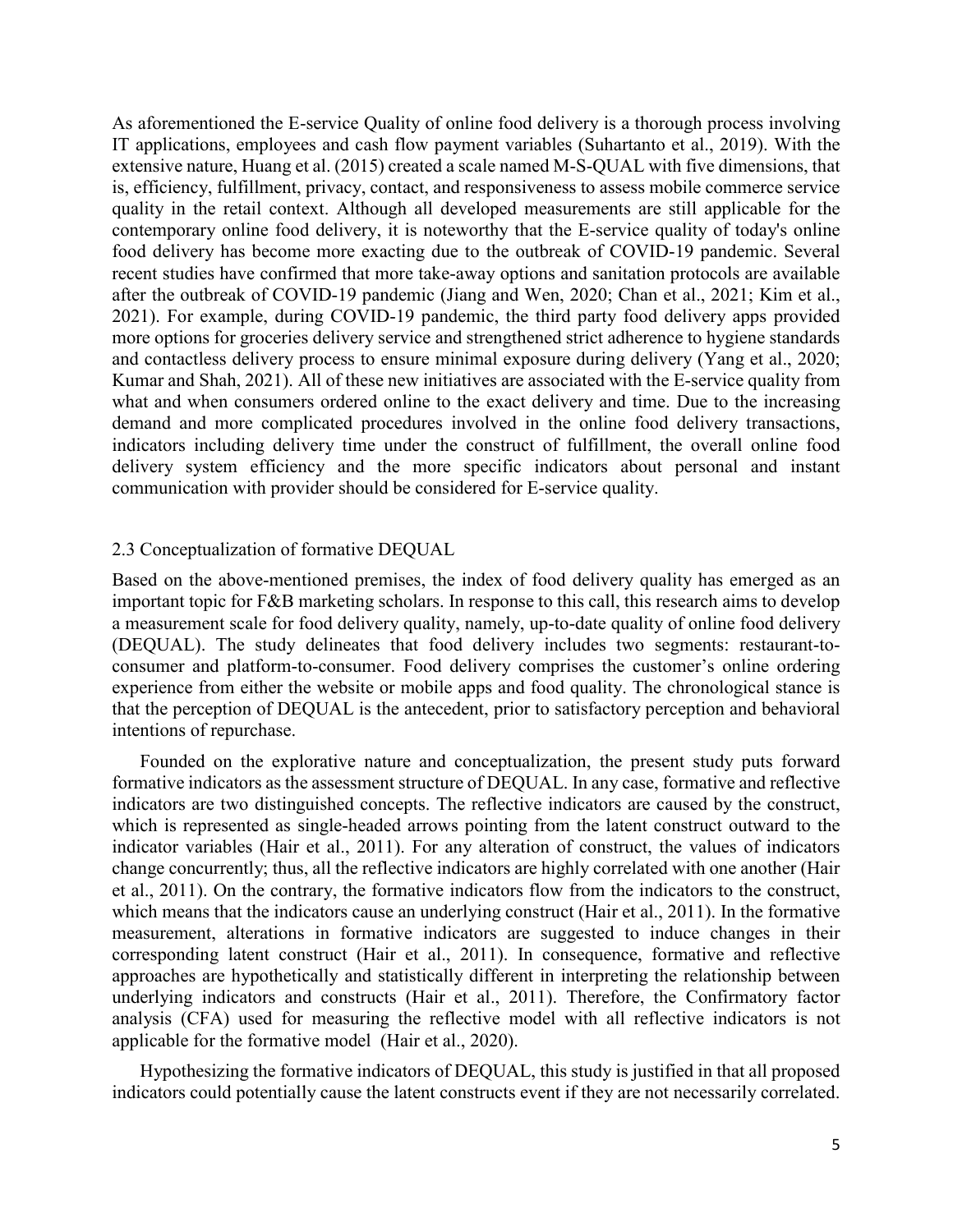As aforementioned the E-service Quality of online food delivery is a thorough process involving IT applications, employees and cash flow payment variables (Suhartanto et al., 2019). With the extensive nature, Huang et al. (2015) created a scale named M-S-QUAL with five dimensions, that is, efficiency, fulfillment, privacy, contact, and responsiveness to assess mobile commerce service quality in the retail context. Although all developed measurements are still applicable for the contemporary online food delivery, it is noteworthy that the E-service quality of today's online food delivery has become more exacting due to the outbreak of COVID-19 pandemic. Several recent studies have confirmed that more take-away options and sanitation protocols are available after the outbreak of COVID-19 pandemic (Jiang and Wen, 2020; Chan et al., 2021; Kim et al., 2021). For example, during COVID-19 pandemic, the third party food delivery apps provided more options for groceries delivery service and strengthened strict adherence to hygiene standards and contactless delivery process to ensure minimal exposure during delivery (Yang et al., 2020; Kumar and Shah, 2021). All of these new initiatives are associated with the E-service quality from what and when consumers ordered online to the exact delivery and time. Due to the increasing demand and more complicated procedures involved in the online food delivery transactions, indicators including delivery time under the construct of fulfillment, the overall online food delivery system efficiency and the more specific indicators about personal and instant communication with provider should be considered for E-service quality.

### 2.3 Conceptualization of formative DEQUAL

Based on the above-mentioned premises, the index of food delivery quality has emerged as an important topic for F&B marketing scholars. In response to this call, this research aims to develop a measurement scale for food delivery quality, namely, up-to-date quality of online food delivery (DEQUAL). The study delineates that food delivery includes two segments: restaurant-to-consumer and platform-to-consumer. Food delivery comprises the customer's online ordering experience from either the website or mobile apps and food quality. The chronological stance is that the perception of DEQUAL is the antecedent, prior to satisfactory perception and behavioral intentions of repurchase.

Founded on the explorative nature and conceptualization, the present study puts forward formative indicators as the assessment structure of DEQUAL. In any case, formative and reflective indicators are two distinguished concepts. The reflective indicators are caused by the construct, which is represented as single-headed arrows pointing from the latent construct outward to the indicator variables (Hair et al., 2011). For any alteration of construct, the values of indicators change concurrently; thus, all the reflective indicators are highly correlated with one another (Hair et al., 2011). On the contrary, the formative indicators flow from the indicators to the construct, which means that the indicators cause an underlying construct (Hair et al., 2011). In the formative measurement, alterations in formative indicators are suggested to induce changes in their corresponding latent construct (Hair et al., 2011). In consequence, formative and reflective approaches are hypothetically and statistically different in interpreting the relationship between underlying indicators and constructs (Hair et al., 2011). Therefore, the Confirmatory factor analysis (CFA) used for measuring the reflective model with all reflective indicators is not applicable for the formative model (Hair et al., 2020).

Hypothesizing the formative indicators of DEQUAL, this study is justified in that all proposed indicators could potentially cause the latent constructs event if they are not necessarily correlated.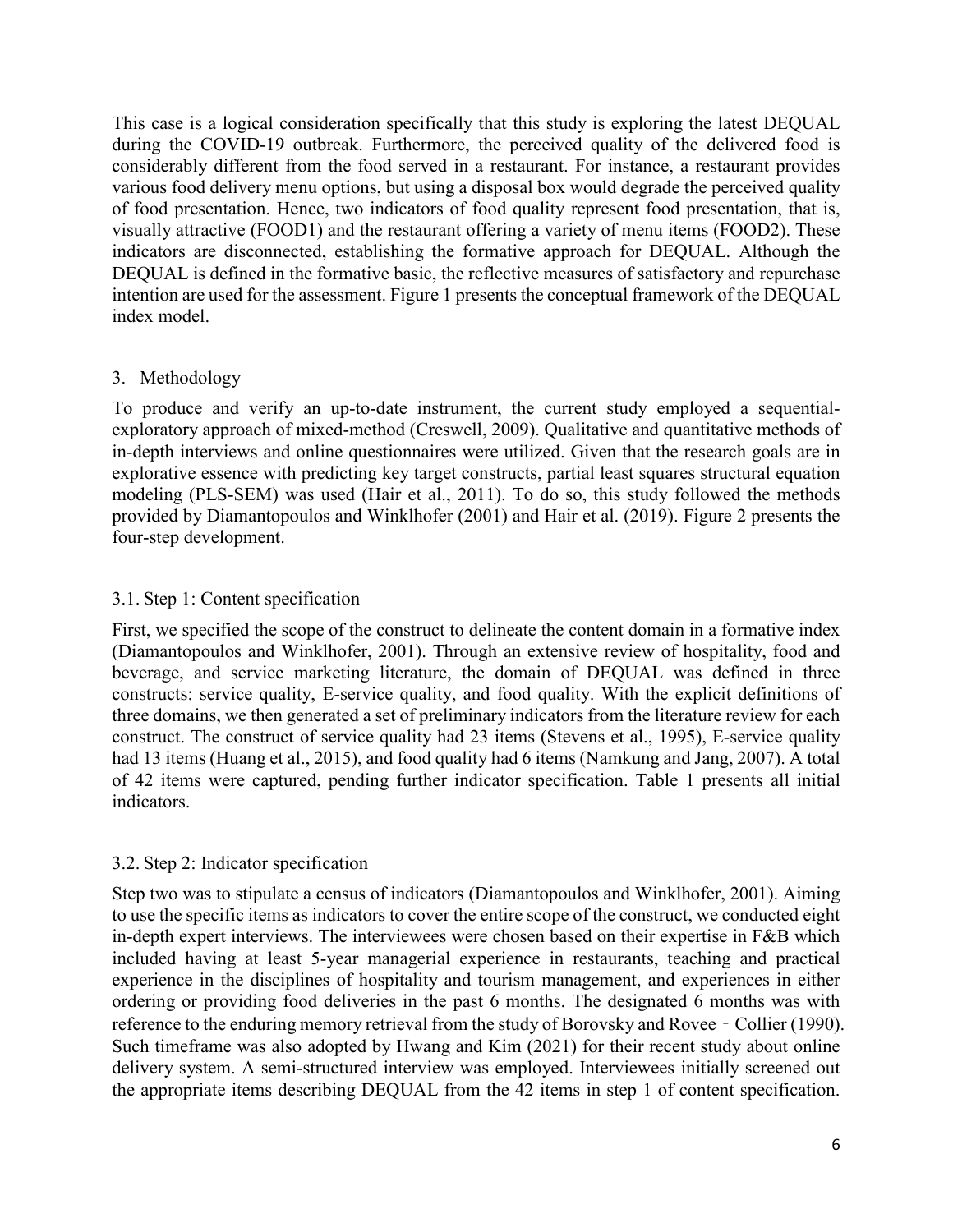This case is a logical consideration specifically that this study is exploring the latest DEQUAL during the COVID-19 outbreak. Furthermore, the perceived quality of the delivered food is considerably different from the food served in a restaurant. For instance, a restaurant provides various food delivery menu options, but using a disposal box would degrade the perceived quality of food presentation. Hence, two indicators of food quality represent food presentation, that is, visually attractive (FOOD1) and the restaurant offering a variety of menu items (FOOD2). These indicators are disconnected, establishing the formative approach for DEQUAL. Although the DEQUAL is defined in the formative basic, the reflective measures of satisfactory and repurchase intention are used for the assessment. Figure 1 presents the conceptual framework of the DEQUAL index model.

## 3. Methodology

To produce and verify an up-to-date instrument, the current study employed a sequential-exploratory approach of mixed-method (Creswell, 2009). Qualitative and quantitative methods of in-depth interviews and online questionnaires were utilized. Given that the research goals are in explorative essence with predicting key target constructs, partial least squares structural equation modeling (PLS-SEM) was used (Hair et al., 2011). To do so, this study followed the methods provided by Diamantopoulos and Winklhofer (2001) and Hair et al. (2019). Figure 2 presents the four-step development.

### 3.1. Step 1: Content specification

First, we specified the scope of the construct to delineate the content domain in a formative index (Diamantopoulos and Winklhofer, 2001). Through an extensive review of hospitality, food and beverage, and service marketing literature, the domain of DEQUAL was defined in three constructs: service quality, E-service quality, and food quality. With the explicit definitions of three domains, we then generated a set of preliminary indicators from the literature review for each construct. The construct of service quality had 23 items (Stevens et al., 1995), E-service quality had 13 items (Huang et al., 2015), and food quality had 6 items (Namkung and Jang, 2007). A total of 42 items were captured, pending further indicator specification. Table 1 presents all initial indicators.

### 3.2. Step 2: Indicator specification

Step two was to stipulate a census of indicators (Diamantopoulos and Winklhofer, 2001). Aiming to use the specific items as indicators to cover the entire scope of the construct, we conducted eight in-depth expert interviews. The interviewees were chosen based on their expertise in F&B which included having at least 5-year managerial experience in restaurants, teaching and practical experience in the disciplines of hospitality and tourism management, and experiences in either ordering or providing food deliveries in the past 6 months. The designated 6 months was with reference to the enduring memory retrieval from the study of Borovsky and Rovee - Collier (1990). Such timeframe was also adopted by Hwang and Kim (2021) for their recent study about online delivery system. A semi-structured interview was employed. Interviewees initially screened out the appropriate items describing DEQUAL from the 42 items in step 1 of content specification.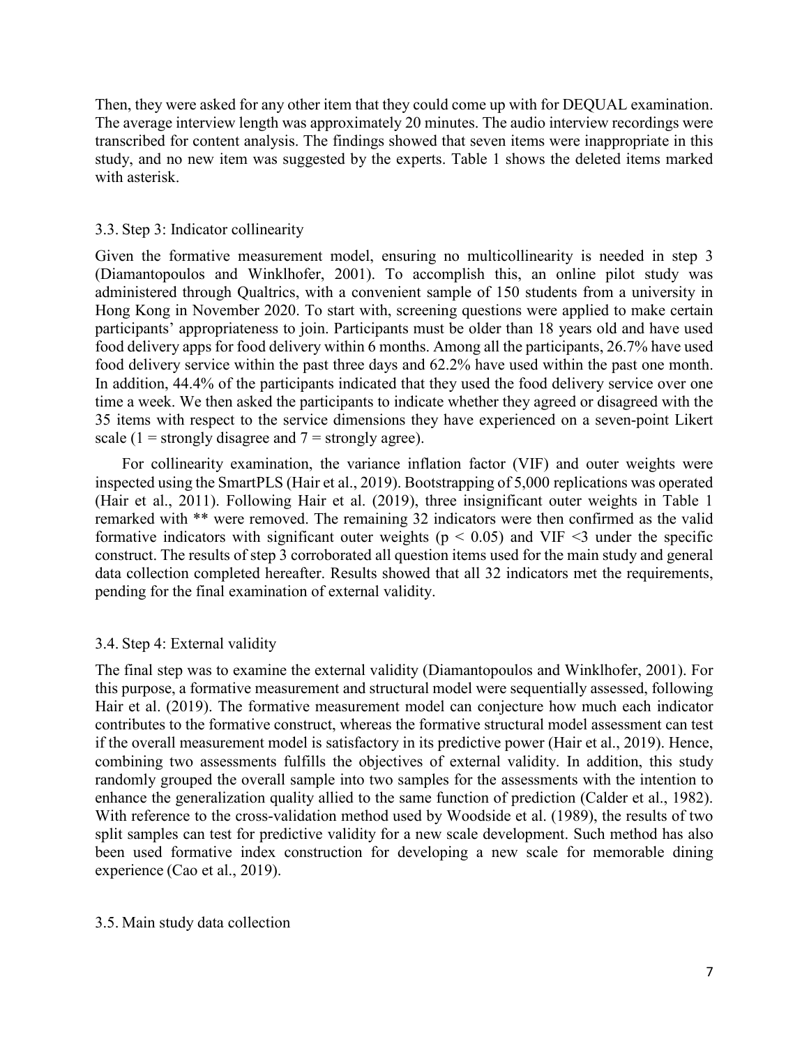Then, they were asked for any other item that they could come up with for DEQUAL examination. The average interview length was approximately 20 minutes. The audio interview recordings were transcribed for content analysis. The findings showed that seven items were inappropriate in this study, and no new item was suggested by the experts. Table 1 shows the deleted items marked with asterisk.

### 3.3. Step 3: Indicator collinearity

Given the formative measurement model, ensuring no multicollinearity is needed in step 3 (Diamantopoulos and Winklhofer, 2001). To accomplish this, an online pilot study was administered through Qualtrics, with a convenient sample of 150 students from a university in Hong Kong in November 2020. To start with, screening questions were applied to make certain participants' appropriateness to join. Participants must be older than 18 years old and have used food delivery apps for food delivery within 6 months. Among all the participants, 26.7% have used food delivery service within the past three days and 62.2% have used within the past one month. In addition, 44.4% of the participants indicated that they used the food delivery service over one time a week. We then asked the participants to indicate whether they agreed or disagreed with the 35 items with respect to the service dimensions they have experienced on a seven-point Likert scale (1 = strongly disagree and 7 = strongly agree).

For collinearity examination, the variance inflation factor (VIF) and outer weights were inspected using the SmartPLS (Hair et al., 2019). Bootstrapping of 5,000 replications was operated (Hair et al., 2011). Following Hair et al. (2019), three insignificant outer weights in Table 1 remarked with ** were removed. The remaining 32 indicators were then confirmed as the valid formative indicators with significant outer weights ($p < 0.05$) and VIF <3 under the specific construct. The results of step 3 corroborated all question items used for the main study and general data collection completed hereafter. Results showed that all 32 indicators met the requirements, pending for the final examination of external validity.

### 3.4. Step 4: External validity

The final step was to examine the external validity (Diamantopoulos and Winklhofer, 2001). For this purpose, a formative measurement and structural model were sequentially assessed, following Hair et al. (2019). The formative measurement model can conjecture how much each indicator contributes to the formative construct, whereas the formative structural model assessment can test if the overall measurement model is satisfactory in its predictive power (Hair et al., 2019). Hence, combining two assessments fulfills the objectives of external validity. In addition, this study randomly grouped the overall sample into two samples for the assessments with the intention to enhance the generalization quality allied to the same function of prediction (Calder et al., 1982). With reference to the cross-validation method used by Woodside et al. (1989), the results of two split samples can test for predictive validity for a new scale development. Such method has also been used formative index construction for developing a new scale for memorable dining experience (Cao et al., 2019).

### 3.5. Main study data collection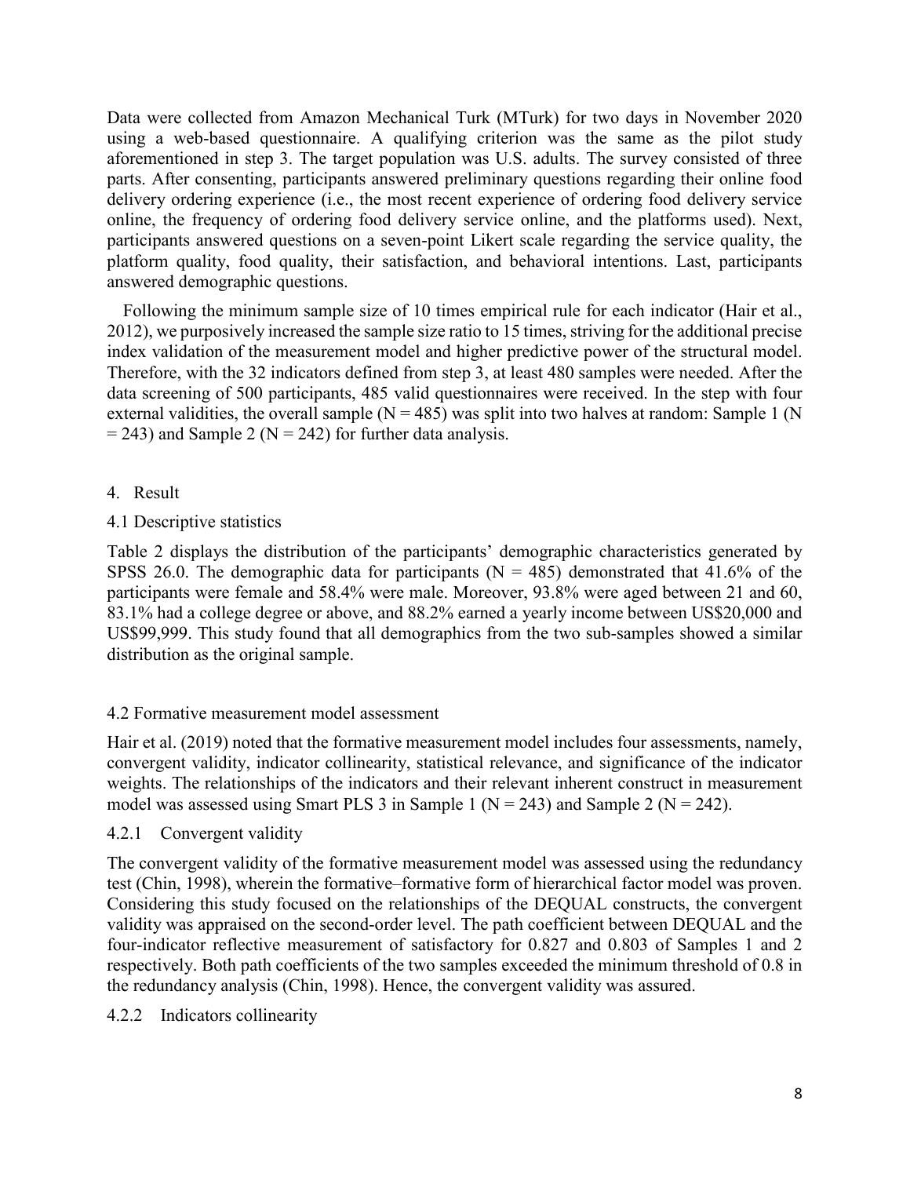Data were collected from Amazon Mechanical Turk (MTurk) for two days in November 2020 using a web-based questionnaire. A qualifying criterion was the same as the pilot study aforementioned in step 3. The target population was U.S. adults. The survey consisted of three parts. After consenting, participants answered preliminary questions regarding their online food delivery ordering experience (i.e., the most recent experience of ordering food delivery service online, the frequency of ordering food delivery service online, and the platforms used). Next, participants answered questions on a seven-point Likert scale regarding the service quality, the platform quality, food quality, their satisfaction, and behavioral intentions. Last, participants answered demographic questions.

Following the minimum sample size of 10 times empirical rule for each indicator (Hair et al., 2012), we purposively increased the sample size ratio to 15 times, striving for the additional precise index validation of the measurement model and higher predictive power of the structural model. Therefore, with the 32 indicators defined from step 3, at least 480 samples were needed. After the data screening of 500 participants, 485 valid questionnaires were received. In the step with four external validities, the overall sample (N = 485) was split into two halves at random: Sample 1 (N = 243) and Sample 2 (N = 242) for further data analysis.

## 4. Result

### 4.1 Descriptive statistics

Table 2 displays the distribution of the participants' demographic characteristics generated by SPSS 26.0. The demographic data for participants (N = 485) demonstrated that 41.6% of the participants were female and 58.4% were male. Moreover, 93.8% were aged between 21 and 60, 83.1% had a college degree or above, and 88.2% earned a yearly income between US$20,000 and US$99,999. This study found that all demographics from the two sub-samples showed a similar distribution as the original sample.

### 4.2 Formative measurement model assessment

Hair et al. (2019) noted that the formative measurement model includes four assessments, namely, convergent validity, indicator collinearity, statistical relevance, and significance of the indicator weights. The relationships of the indicators and their relevant inherent construct in measurement model was assessed using Smart PLS 3 in Sample 1 (N = 243) and Sample 2 (N = 242).

#### 4.2.1 Convergent validity

The convergent validity of the formative measurement model was assessed using the redundancy test (Chin, 1998), wherein the formative–formative form of hierarchical factor model was proven. Considering this study focused on the relationships of the DEQUAL constructs, the convergent validity was appraised on the second-order level. The path coefficient between DEQUAL and the four-indicator reflective measurement of satisfactory for 0.827 and 0.803 of Samples 1 and 2 respectively. Both path coefficients of the two samples exceeded the minimum threshold of 0.8 in the redundancy analysis (Chin, 1998). Hence, the convergent validity was assured.

#### 4.2.2 Indicators collinearity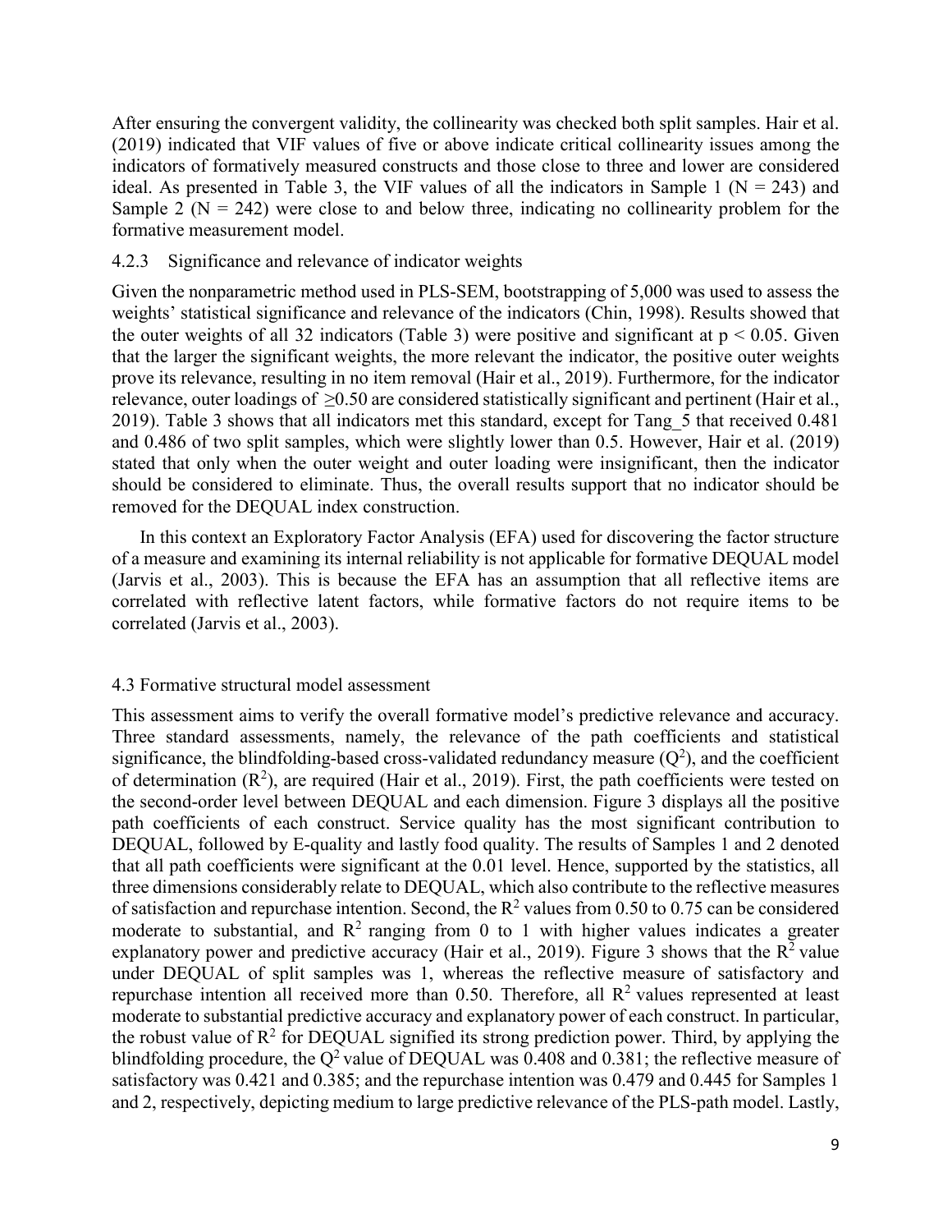After ensuring the convergent validity, the collinearity was checked both split samples. Hair et al. (2019) indicated that VIF values of five or above indicate critical collinearity issues among the indicators of formatively measured constructs and those close to three and lower are considered ideal. As presented in Table 3, the VIF values of all the indicators in Sample 1 ($N = 243$) and Sample 2 ($N = 242$) were close to and below three, indicating no collinearity problem for the formative measurement model.

### 4.2.3 Significance and relevance of indicator weights

Given the nonparametric method used in PLS-SEM, bootstrapping of 5,000 was used to assess the weights' statistical significance and relevance of the indicators (Chin, 1998). Results showed that the outer weights of all 32 indicators (Table 3) were positive and significant at $p < 0.05$. Given that the larger the significant weights, the more relevant the indicator, the positive outer weights prove its relevance, resulting in no item removal (Hair et al., 2019). Furthermore, for the indicator relevance, outer loadings of $\geq 0.50$ are considered statistically significant and pertinent (Hair et al., 2019). Table 3 shows that all indicators met this standard, except for Tang_5 that received 0.481 and 0.486 of two split samples, which were slightly lower than 0.5. However, Hair et al. (2019) stated that only when the outer weight and outer loading were insignificant, then the indicator should be considered to eliminate. Thus, the overall results support that no indicator should be removed for the DEQUAL index construction.

In this context an Exploratory Factor Analysis (EFA) used for discovering the factor structure of a measure and examining its internal reliability is not applicable for formative DEQUAL model (Jarvis et al., 2003). This is because the EFA has an assumption that all reflective items are correlated with reflective latent factors, while formative factors do not require items to be correlated (Jarvis et al., 2003).

## 4.3 Formative structural model assessment

This assessment aims to verify the overall formative model's predictive relevance and accuracy. Three standard assessments, namely, the relevance of the path coefficients and statistical significance, the blindfolding-based cross-validated redundancy measure ($Q^2$), and the coefficient of determination ($R^2$), are required (Hair et al., 2019). First, the path coefficients were tested on the second-order level between DEQUAL and each dimension. Figure 3 displays all the positive path coefficients of each construct. Service quality has the most significant contribution to DEQUAL, followed by E-quality and lastly food quality. The results of Samples 1 and 2 denoted that all path coefficients were significant at the 0.01 level. Hence, supported by the statistics, all three dimensions considerably relate to DEQUAL, which also contribute to the reflective measures of satisfaction and repurchase intention. Second, the $R^2$ values from 0.50 to 0.75 can be considered moderate to substantial, and $R^2$ ranging from 0 to 1 with higher values indicates a greater explanatory power and predictive accuracy (Hair et al., 2019). Figure 3 shows that the $R^2$ value under DEQUAL of split samples was 1, whereas the reflective measure of satisfactory and repurchase intention all received more than 0.50. Therefore, all $R^2$ values represented at least moderate to substantial predictive accuracy and explanatory power of each construct. In particular, the robust value of $R^2$ for DEQUAL signified its strong prediction power. Third, by applying the blindfolding procedure, the $Q^2$ value of DEQUAL was 0.408 and 0.381; the reflective measure of satisfactory was 0.421 and 0.385; and the repurchase intention was 0.479 and 0.445 for Samples 1 and 2, respectively, depicting medium to large predictive relevance of the PLS-path model. Lastly,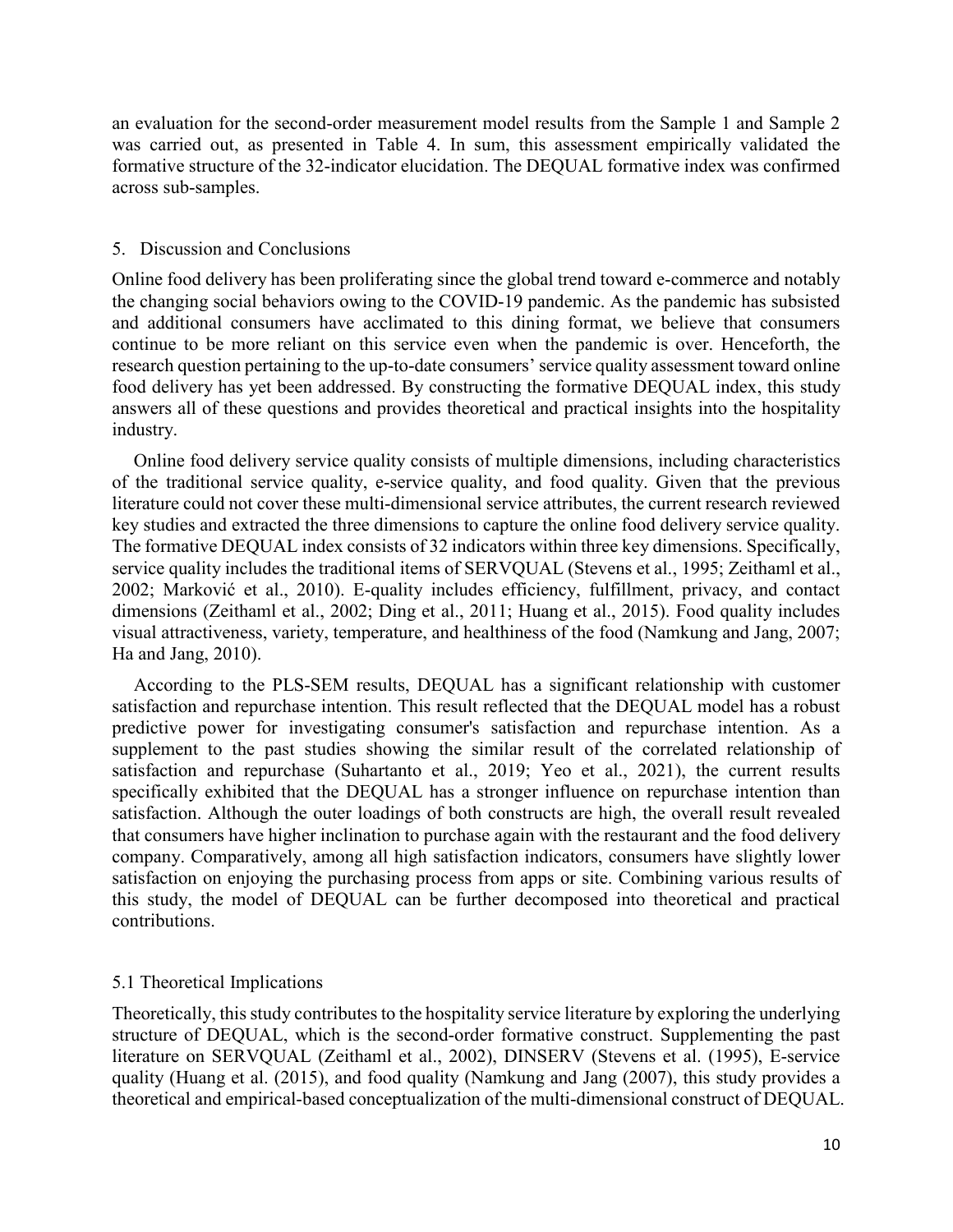an evaluation for the second-order measurement model results from the Sample 1 and Sample 2 was carried out, as presented in Table 4. In sum, this assessment empirically validated the formative structure of the 32-indicator elucidation. The DEQUAL formative index was confirmed across sub-samples.

## 5. Discussion and Conclusions

Online food delivery has been proliferating since the global trend toward e-commerce and notably the changing social behaviors owing to the COVID-19 pandemic. As the pandemic has subsisted and additional consumers have acclimated to this dining format, we believe that consumers continue to be more reliant on this service even when the pandemic is over. Henceforth, the research question pertaining to the up-to-date consumers' service quality assessment toward online food delivery has yet been addressed. By constructing the formative DEQUAL index, this study answers all of these questions and provides theoretical and practical insights into the hospitality industry.

Online food delivery service quality consists of multiple dimensions, including characteristics of the traditional service quality, e-service quality, and food quality. Given that the previous literature could not cover these multi-dimensional service attributes, the current research reviewed key studies and extracted the three dimensions to capture the online food delivery service quality. The formative DEQUAL index consists of 32 indicators within three key dimensions. Specifically, service quality includes the traditional items of SERVQUAL (Stevens et al., 1995; Zeithaml et al., 2002; Marković et al., 2010). E-quality includes efficiency, fulfillment, privacy, and contact dimensions (Zeithaml et al., 2002; Ding et al., 2011; Huang et al., 2015). Food quality includes visual attractiveness, variety, temperature, and healthiness of the food (Namkung and Jang, 2007; Ha and Jang, 2010).

According to the PLS-SEM results, DEQUAL has a significant relationship with customer satisfaction and repurchase intention. This result reflected that the DEQUAL model has a robust predictive power for investigating consumer's satisfaction and repurchase intention. As a supplement to the past studies showing the similar result of the correlated relationship of satisfaction and repurchase (Suhartanto et al., 2019; Yeo et al., 2021), the current results specifically exhibited that the DEQUAL has a stronger influence on repurchase intention than satisfaction. Although the outer loadings of both constructs are high, the overall result revealed that consumers have higher inclination to purchase again with the restaurant and the food delivery company. Comparatively, among all high satisfaction indicators, consumers have slightly lower satisfaction on enjoying the purchasing process from apps or site. Combining various results of this study, the model of DEQUAL can be further decomposed into theoretical and practical contributions.

### 5.1 Theoretical Implications

Theoretically, this study contributes to the hospitality service literature by exploring the underlying structure of DEQUAL, which is the second-order formative construct. Supplementing the past literature on SERVQUAL (Zeithaml et al., 2002), DINSERV (Stevens et al. (1995), E-service quality (Huang et al. (2015), and food quality (Namkung and Jang (2007), this study provides a theoretical and empirical-based conceptualization of the multi-dimensional construct of DEQUAL.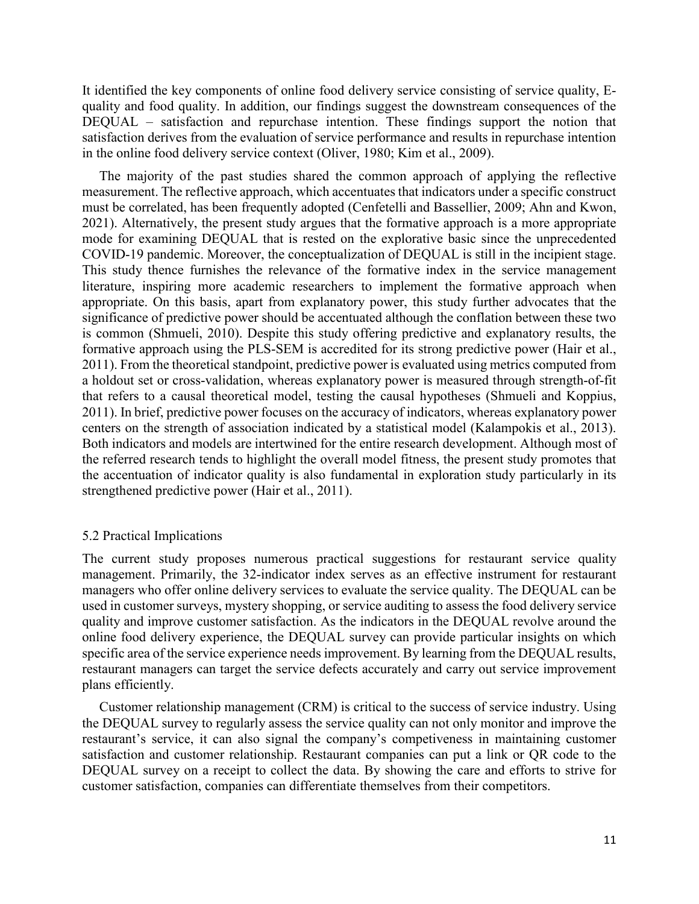It identified the key components of online food delivery service consisting of service quality, E-quality and food quality. In addition, our findings suggest the downstream consequences of the DEQUAL – satisfaction and repurchase intention. These findings support the notion that satisfaction derives from the evaluation of service performance and results in repurchase intention in the online food delivery service context (Oliver, 1980; Kim et al., 2009).

The majority of the past studies shared the common approach of applying the reflective measurement. The reflective approach, which accentuates that indicators under a specific construct must be correlated, has been frequently adopted (Cenfetelli and Bassellier, 2009; Ahn and Kwon, 2021). Alternatively, the present study argues that the formative approach is a more appropriate mode for examining DEQUAL that is rested on the explorative basic since the unprecedented COVID-19 pandemic. Moreover, the conceptualization of DEQUAL is still in the incipient stage. This study thence furnishes the relevance of the formative index in the service management literature, inspiring more academic researchers to implement the formative approach when appropriate. On this basis, apart from explanatory power, this study further advocates that the significance of predictive power should be accentuated although the conflation between these two is common (Shmueli, 2010). Despite this study offering predictive and explanatory results, the formative approach using the PLS-SEM is accredited for its strong predictive power (Hair et al., 2011). From the theoretical standpoint, predictive power is evaluated using metrics computed from a holdout set or cross-validation, whereas explanatory power is measured through strength-of-fit that refers to a causal theoretical model, testing the causal hypotheses (Shmueli and Koppius, 2011). In brief, predictive power focuses on the accuracy of indicators, whereas explanatory power centers on the strength of association indicated by a statistical model (Kalampokis et al., 2013). Both indicators and models are intertwined for the entire research development. Although most of the referred research tends to highlight the overall model fitness, the present study promotes that the accentuation of indicator quality is also fundamental in exploration study particularly in its strengthened predictive power (Hair et al., 2011).

## 5.2 Practical Implications

The current study proposes numerous practical suggestions for restaurant service quality management. Primarily, the 32-indicator index serves as an effective instrument for restaurant managers who offer online delivery services to evaluate the service quality. The DEQUAL can be used in customer surveys, mystery shopping, or service auditing to assess the food delivery service quality and improve customer satisfaction. As the indicators in the DEQUAL revolve around the online food delivery experience, the DEQUAL survey can provide particular insights on which specific area of the service experience needs improvement. By learning from the DEQUAL results, restaurant managers can target the service defects accurately and carry out service improvement plans efficiently.

Customer relationship management (CRM) is critical to the success of service industry. Using the DEQUAL survey to regularly assess the service quality can not only monitor and improve the restaurant's service, it can also signal the company's competiveness in maintaining customer satisfaction and customer relationship. Restaurant companies can put a link or QR code to the DEQUAL survey on a receipt to collect the data. By showing the care and efforts to strive for customer satisfaction, companies can differentiate themselves from their competitors.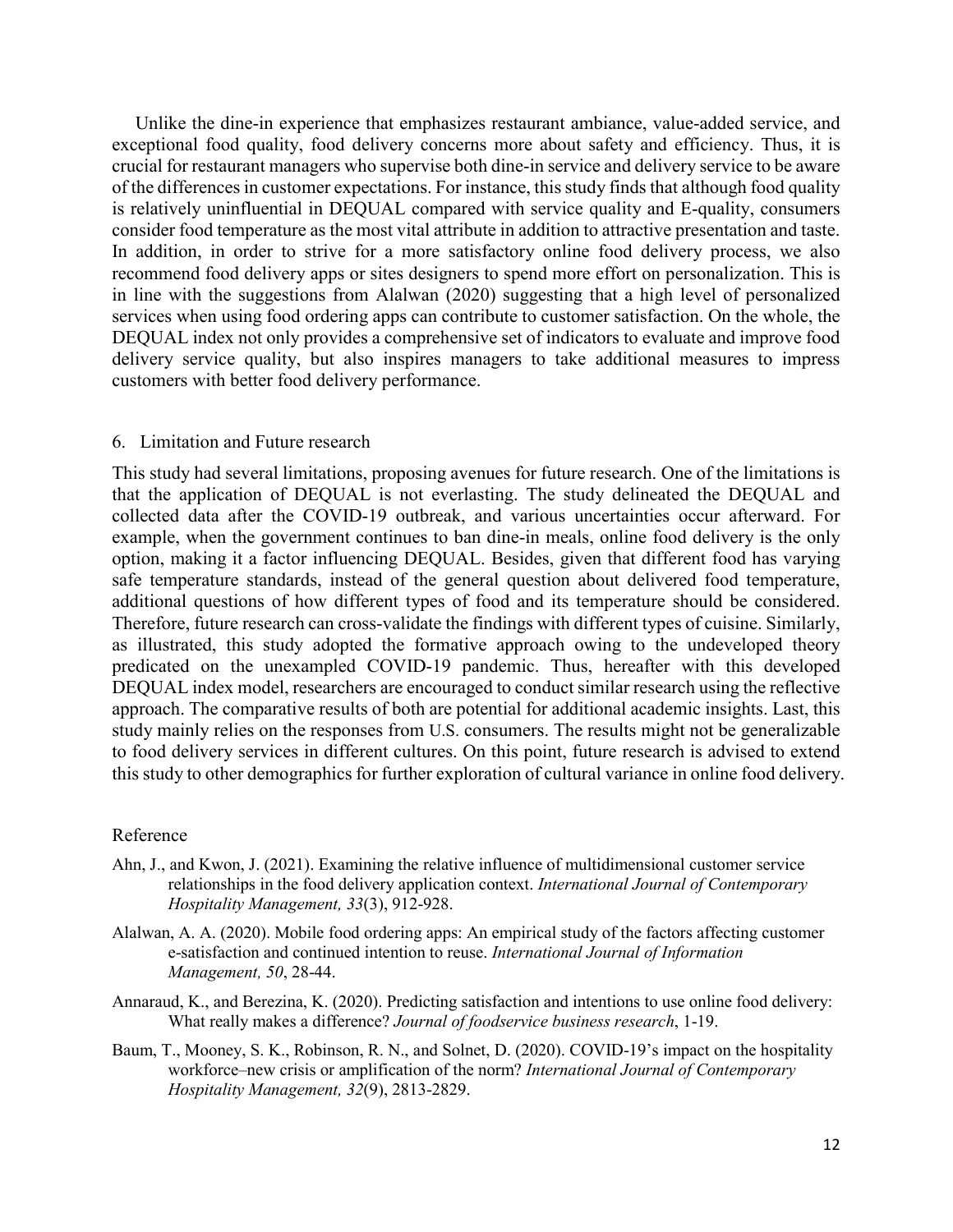Unlike the dine-in experience that emphasizes restaurant ambiance, value-added service, and exceptional food quality, food delivery concerns more about safety and efficiency. Thus, it is crucial for restaurant managers who supervise both dine-in service and delivery service to be aware of the differences in customer expectations. For instance, this study finds that although food quality is relatively uninfluential in DEQUAL compared with service quality and E-quality, consumers consider food temperature as the most vital attribute in addition to attractive presentation and taste. In addition, in order to strive for a more satisfactory online food delivery process, we also recommend food delivery apps or sites designers to spend more effort on personalization. This is in line with the suggestions from Alalwan (2020) suggesting that a high level of personalized services when using food ordering apps can contribute to customer satisfaction. On the whole, the DEQUAL index not only provides a comprehensive set of indicators to evaluate and improve food delivery service quality, but also inspires managers to take additional measures to impress customers with better food delivery performance.

## 6. Limitation and Future research

This study had several limitations, proposing avenues for future research. One of the limitations is that the application of DEQUAL is not everlasting. The study delineated the DEQUAL and collected data after the COVID-19 outbreak, and various uncertainties occur afterward. For example, when the government continues to ban dine-in meals, online food delivery is the only option, making it a factor influencing DEQUAL. Besides, given that different food has varying safe temperature standards, instead of the general question about delivered food temperature, additional questions of how different types of food and its temperature should be considered. Therefore, future research can cross-validate the findings with different types of cuisine. Similarly, as illustrated, this study adopted the formative approach owing to the undeveloped theory predicated on the unexampled COVID-19 pandemic. Thus, hereafter with this developed DEQUAL index model, researchers are encouraged to conduct similar research using the reflective approach. The comparative results of both are potential for additional academic insights. Last, this study mainly relies on the responses from U.S. consumers. The results might not be generalizable to food delivery services in different cultures. On this point, future research is advised to extend this study to other demographics for further exploration of cultural variance in online food delivery.

## Reference

Ahn, J., and Kwon, J. (2021). Examining the relative influence of multidimensional customer service relationships in the food delivery application context. *International Journal of Contemporary Hospitality Management, 33*(3), 912-928.

Alalwan, A. A. (2020). Mobile food ordering apps: An empirical study of the factors affecting customer e-satisfaction and continued intention to reuse. *International Journal of Information Management, 50*, 28-44.

Annaraud, K., and Berezina, K. (2020). Predicting satisfaction and intentions to use online food delivery: What really makes a difference? *Journal of foodservice business research*, 1-19.

Baum, T., Mooney, S. K., Robinson, R. N., and Solnet, D. (2020). COVID-19's impact on the hospitality workforce–new crisis or amplification of the norm? *International Journal of Contemporary Hospitality Management, 32*(9), 2813-2829.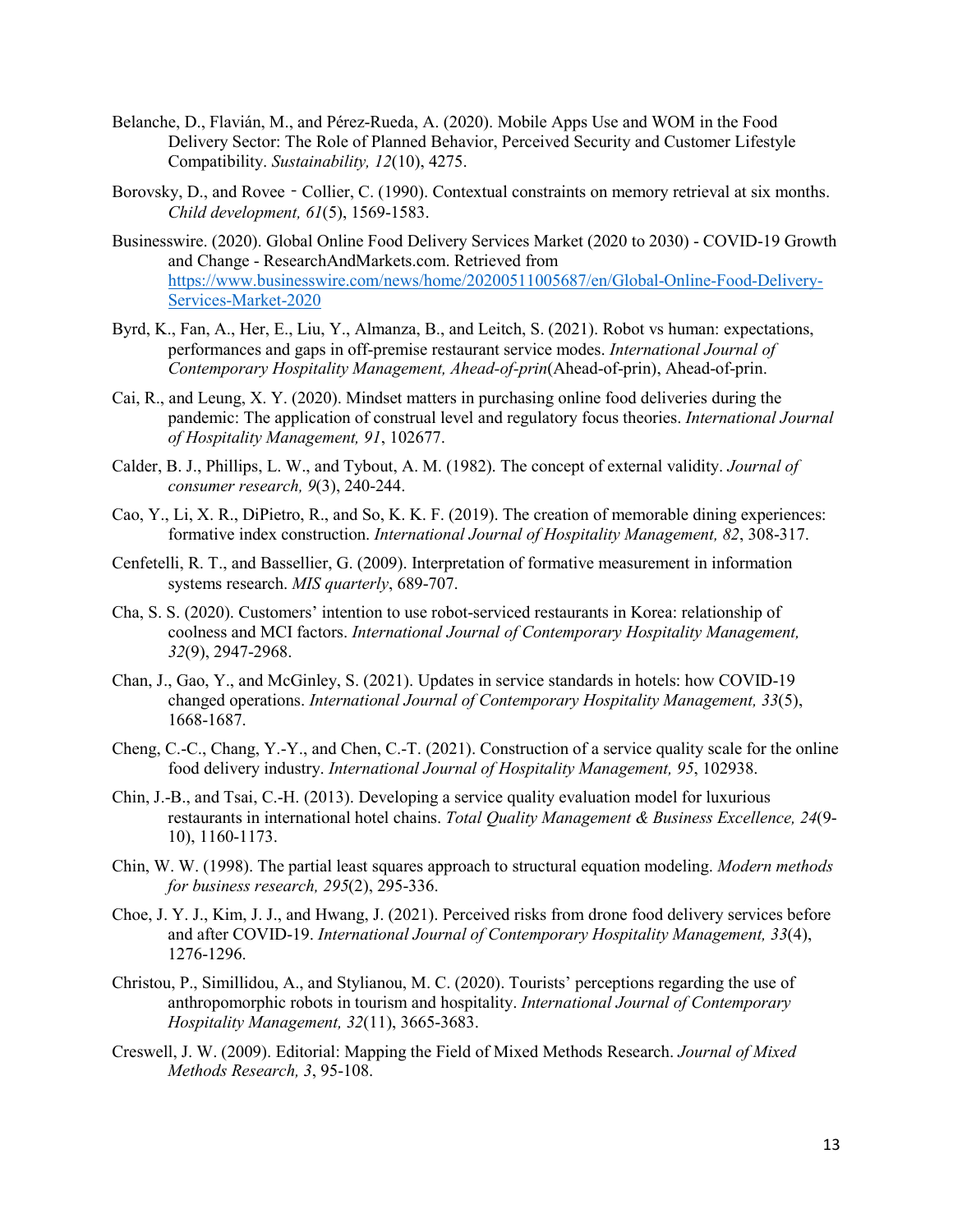Belanche, D., Flavián, M., and Pérez-Rueda, A. (2020). Mobile Apps Use and WOM in the Food Delivery Sector: The Role of Planned Behavior, Perceived Security and Customer Lifestyle Compatibility. *Sustainability, 12*(10), 4275.

Borovsky, D., and Rovee - Collier, C. (1990). Contextual constraints on memory retrieval at six months. *Child development, 61*(5), 1569-1583.

Businesswire. (2020). Global Online Food Delivery Services Market (2020 to 2030) - COVID-19 Growth and Change - ResearchAndMarkets.com. Retrieved from https://www.businesswire.com/news/home/20200511005687/en/Global-Online-Food-Delivery-Services-Market-2020

Byrd, K., Fan, A., Her, E., Liu, Y., Almanza, B., and Leitch, S. (2021). Robot vs human: expectations, performances and gaps in off-premise restaurant service modes. *International Journal of Contemporary Hospitality Management, Ahead-of-prin*(Ahead-of-prin), Ahead-of-prin.

Cai, R., and Leung, X. Y. (2020). Mindset matters in purchasing online food deliveries during the pandemic: The application of construal level and regulatory focus theories. *International Journal of Hospitality Management, 91*, 102677.

Calder, B. J., Phillips, L. W., and Tybout, A. M. (1982). The concept of external validity. *Journal of consumer research, 9*(3), 240-244.

Cao, Y., Li, X. R., DiPietro, R., and So, K. K. F. (2019). The creation of memorable dining experiences: formative index construction. *International Journal of Hospitality Management, 82*, 308-317.

Cenfetelli, R. T., and Bassellier, G. (2009). Interpretation of formative measurement in information systems research. *MIS quarterly*, 689-707.

Cha, S. S. (2020). Customers' intention to use robot-serviced restaurants in Korea: relationship of coolness and MCI factors. *International Journal of Contemporary Hospitality Management, 32*(9), 2947-2968.

Chan, J., Gao, Y., and McGinley, S. (2021). Updates in service standards in hotels: how COVID-19 changed operations. *International Journal of Contemporary Hospitality Management, 33*(5), 1668-1687.

Cheng, C.-C., Chang, Y.-Y., and Chen, C.-T. (2021). Construction of a service quality scale for the online food delivery industry. *International Journal of Hospitality Management, 95*, 102938.

Chin, J.-B., and Tsai, C.-H. (2013). Developing a service quality evaluation model for luxurious restaurants in international hotel chains. *Total Quality Management & Business Excellence, 24*(9-10), 1160-1173.

Chin, W. W. (1998). The partial least squares approach to structural equation modeling. *Modern methods for business research, 295*(2), 295-336.

Choe, J. Y. J., Kim, J. J., and Hwang, J. (2021). Perceived risks from drone food delivery services before and after COVID-19. *International Journal of Contemporary Hospitality Management, 33*(4), 1276-1296.

Christou, P., Simillidou, A., and Stylianou, M. C. (2020). Tourists' perceptions regarding the use of anthropomorphic robots in tourism and hospitality. *International Journal of Contemporary Hospitality Management, 32*(11), 3665-3683.

Creswell, J. W. (2009). Editorial: Mapping the Field of Mixed Methods Research. *Journal of Mixed Methods Research, 3*, 95-108.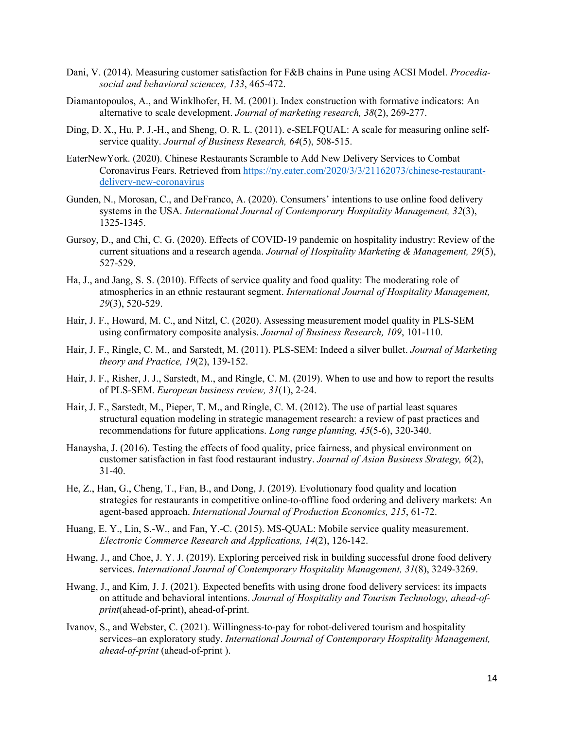Dani, V. (2014). Measuring customer satisfaction for F&B chains in Pune using ACSI Model. *Procedia-social and behavioral sciences, 133*, 465-472.

Diamantopoulos, A., and Winklhofer, H. M. (2001). Index construction with formative indicators: An alternative to scale development. *Journal of marketing research, 38*(2), 269-277.

Ding, D. X., Hu, P. J.-H., and Sheng, O. R. L. (2011). e-SELFQUAL: A scale for measuring online self-service quality. *Journal of Business Research, 64*(5), 508-515.

EaterNewYork. (2020). Chinese Restaurants Scramble to Add New Delivery Services to Combat Coronavirus Fears. Retrieved from https://ny.eater.com/2020/3/3/21162073/chinese-restaurant-delivery-new-coronavirus

Gunden, N., Morosan, C., and DeFranco, A. (2020). Consumers' intentions to use online food delivery systems in the USA. *International Journal of Contemporary Hospitality Management, 32*(3), 1325-1345.

Gursoy, D., and Chi, C. G. (2020). Effects of COVID-19 pandemic on hospitality industry: Review of the current situations and a research agenda. *Journal of Hospitality Marketing & Management, 29*(5), 527-529.

Ha, J., and Jang, S. S. (2010). Effects of service quality and food quality: The moderating role of atmospherics in an ethnic restaurant segment. *International Journal of Hospitality Management, 29*(3), 520-529.

Hair, J. F., Howard, M. C., and Nitzl, C. (2020). Assessing measurement model quality in PLS-SEM using confirmatory composite analysis. *Journal of Business Research, 109*, 101-110.

Hair, J. F., Ringle, C. M., and Sarstedt, M. (2011). PLS-SEM: Indeed a silver bullet. *Journal of Marketing theory and Practice, 19*(2), 139-152.

Hair, J. F., Risher, J. J., Sarstedt, M., and Ringle, C. M. (2019). When to use and how to report the results of PLS-SEM. *European business review, 31*(1), 2-24.

Hair, J. F., Sarstedt, M., Pieper, T. M., and Ringle, C. M. (2012). The use of partial least squares structural equation modeling in strategic management research: a review of past practices and recommendations for future applications. *Long range planning, 45*(5-6), 320-340.

Hanaysha, J. (2016). Testing the effects of food quality, price fairness, and physical environment on customer satisfaction in fast food restaurant industry. *Journal of Asian Business Strategy, 6*(2), 31-40.

He, Z., Han, G., Cheng, T., Fan, B., and Dong, J. (2019). Evolutionary food quality and location strategies for restaurants in competitive online-to-offline food ordering and delivery markets: An agent-based approach. *International Journal of Production Economics, 215*, 61-72.

Huang, E. Y., Lin, S.-W., and Fan, Y.-C. (2015). MS-QUAL: Mobile service quality measurement. *Electronic Commerce Research and Applications, 14*(2), 126-142.

Hwang, J., and Choe, J. Y. J. (2019). Exploring perceived risk in building successful drone food delivery services. *International Journal of Contemporary Hospitality Management, 31*(8), 3249-3269.

Hwang, J., and Kim, J. J. (2021). Expected benefits with using drone food delivery services: its impacts on attitude and behavioral intentions. *Journal of Hospitality and Tourism Technology, ahead-of-print*(ahead-of-print), ahead-of-print.

Ivanov, S., and Webster, C. (2021). Willingness-to-pay for robot-delivered tourism and hospitality services–an exploratory study. *International Journal of Contemporary Hospitality Management, ahead-of-print* (ahead-of-print ).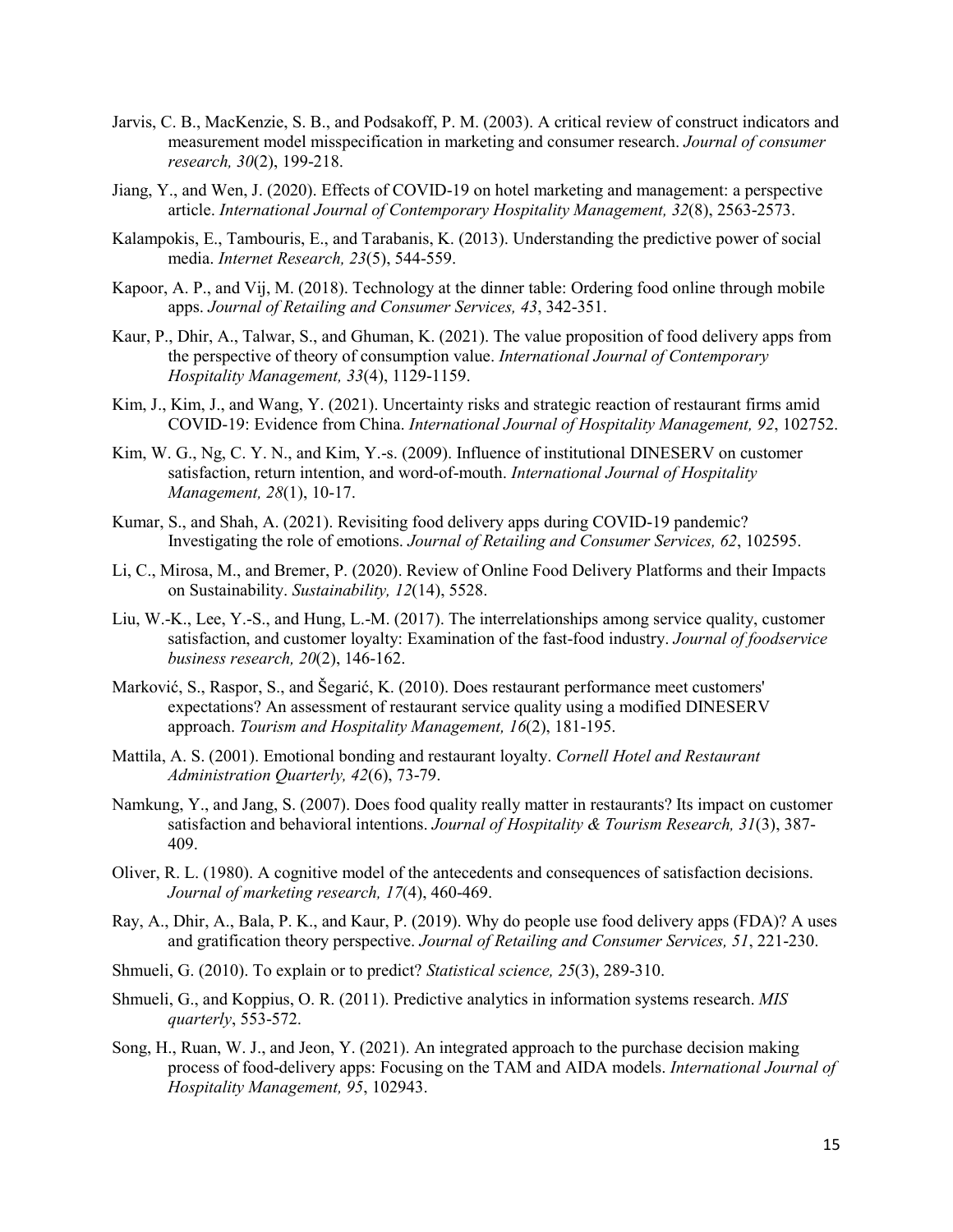Jarvis, C. B., MacKenzie, S. B., and Podsakoff, P. M. (2003). A critical review of construct indicators and measurement model misspecification in marketing and consumer research. *Journal of consumer research, 30*(2), 199-218.

Jiang, Y., and Wen, J. (2020). Effects of COVID-19 on hotel marketing and management: a perspective article. *International Journal of Contemporary Hospitality Management, 32*(8), 2563-2573.

Kalampokis, E., Tambouris, E., and Tarabanis, K. (2013). Understanding the predictive power of social media. *Internet Research, 23*(5), 544-559.

Kapoor, A. P., and Vij, M. (2018). Technology at the dinner table: Ordering food online through mobile apps. *Journal of Retailing and Consumer Services, 43*, 342-351.

Kaur, P., Dhir, A., Talwar, S., and Ghuman, K. (2021). The value proposition of food delivery apps from the perspective of theory of consumption value. *International Journal of Contemporary Hospitality Management, 33*(4), 1129-1159.

Kim, J., Kim, J., and Wang, Y. (2021). Uncertainty risks and strategic reaction of restaurant firms amid COVID-19: Evidence from China. *International Journal of Hospitality Management, 92*, 102752.

Kim, W. G., Ng, C. Y. N., and Kim, Y.-s. (2009). Influence of institutional DINESERV on customer satisfaction, return intention, and word-of-mouth. *International Journal of Hospitality Management, 28*(1), 10-17.

Kumar, S., and Shah, A. (2021). Revisiting food delivery apps during COVID-19 pandemic? Investigating the role of emotions. *Journal of Retailing and Consumer Services, 62*, 102595.

Li, C., Mirosa, M., and Bremer, P. (2020). Review of Online Food Delivery Platforms and their Impacts on Sustainability. *Sustainability, 12*(14), 5528.

Liu, W.-K., Lee, Y.-S., and Hung, L.-M. (2017). The interrelationships among service quality, customer satisfaction, and customer loyalty: Examination of the fast-food industry. *Journal of foodservice business research, 20*(2), 146-162.

Marković, S., Raspor, S., and Šegarić, K. (2010). Does restaurant performance meet customers' expectations? An assessment of restaurant service quality using a modified DINESERV approach. *Tourism and Hospitality Management, 16*(2), 181-195.

Mattila, A. S. (2001). Emotional bonding and restaurant loyalty. *Cornell Hotel and Restaurant Administration Quarterly, 42*(6), 73-79.

Namkung, Y., and Jang, S. (2007). Does food quality really matter in restaurants? Its impact on customer satisfaction and behavioral intentions. *Journal of Hospitality & Tourism Research, 31*(3), 387-409.

Oliver, R. L. (1980). A cognitive model of the antecedents and consequences of satisfaction decisions. *Journal of marketing research, 17*(4), 460-469.

Ray, A., Dhir, A., Bala, P. K., and Kaur, P. (2019). Why do people use food delivery apps (FDA)? A uses and gratification theory perspective. *Journal of Retailing and Consumer Services, 51*, 221-230.

Shmueli, G. (2010). To explain or to predict? *Statistical science, 25*(3), 289-310.

Shmueli, G., and Koppius, O. R. (2011). Predictive analytics in information systems research. *MIS quarterly*, 553-572.

Song, H., Ruan, W. J., and Jeon, Y. (2021). An integrated approach to the purchase decision making process of food-delivery apps: Focusing on the TAM and AIDA models. *International Journal of Hospitality Management, 95*, 102943.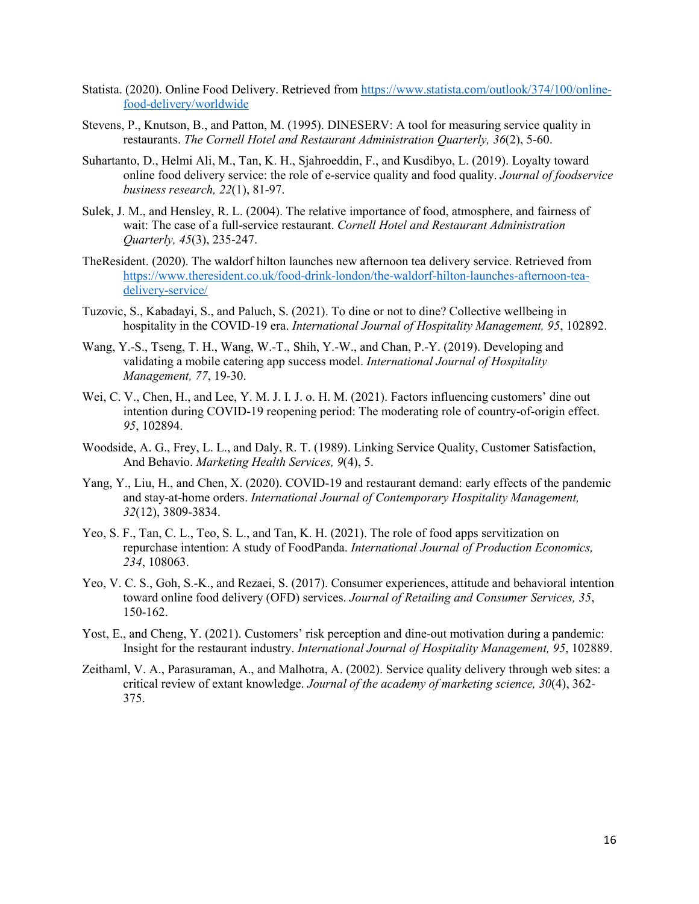Statista. (2020). Online Food Delivery. Retrieved from https://www.statista.com/outlook/374/100/online-food-delivery/worldwide

Stevens, P., Knutson, B., and Patton, M. (1995). DINESERV: A tool for measuring service quality in restaurants. *The Cornell Hotel and Restaurant Administration Quarterly, 36*(2), 5-60.

Suhartanto, D., Helmi Ali, M., Tan, K. H., Sjahroeddin, F., and Kusdibyo, L. (2019). Loyalty toward online food delivery service: the role of e-service quality and food quality. *Journal of foodservice business research, 22*(1), 81-97.

Sulek, J. M., and Hensley, R. L. (2004). The relative importance of food, atmosphere, and fairness of wait: The case of a full-service restaurant. *Cornell Hotel and Restaurant Administration Quarterly, 45*(3), 235-247.

TheResident. (2020). The waldorf hilton launches new afternoon tea delivery service. Retrieved from https://www.theresident.co.uk/food-drink-london/the-waldorf-hilton-launches-afternoon-tea-delivery-service/

Tuzovic, S., Kabadayi, S., and Paluch, S. (2021). To dine or not to dine? Collective wellbeing in hospitality in the COVID-19 era. *International Journal of Hospitality Management, 95*, 102892.

Wang, Y.-S., Tseng, T. H., Wang, W.-T., Shih, Y.-W., and Chan, P.-Y. (2019). Developing and validating a mobile catering app success model. *International Journal of Hospitality Management, 77*, 19-30.

Wei, C. V., Chen, H., and Lee, Y. M. J. I. J. o. H. M. (2021). Factors influencing customers' dine out intention during COVID-19 reopening period: The moderating role of country-of-origin effect. *95*, 102894.

Woodside, A. G., Frey, L. L., and Daly, R. T. (1989). Linking Service Quality, Customer Satisfaction, And Behavio. *Marketing Health Services, 9*(4), 5.

Yang, Y., Liu, H., and Chen, X. (2020). COVID-19 and restaurant demand: early effects of the pandemic and stay-at-home orders. *International Journal of Contemporary Hospitality Management, 32*(12), 3809-3834.

Yeo, S. F., Tan, C. L., Teo, S. L., and Tan, K. H. (2021). The role of food apps servitization on repurchase intention: A study of FoodPanda. *International Journal of Production Economics, 234*, 108063.

Yeo, V. C. S., Goh, S.-K., and Rezaei, S. (2017). Consumer experiences, attitude and behavioral intention toward online food delivery (OFD) services. *Journal of Retailing and Consumer Services, 35*, 150-162.

Yost, E., and Cheng, Y. (2021). Customers' risk perception and dine-out motivation during a pandemic: Insight for the restaurant industry. *International Journal of Hospitality Management, 95*, 102889.

Zeithaml, V. A., Parasuraman, A., and Malhotra, A. (2002). Service quality delivery through web sites: a critical review of extant knowledge. *Journal of the academy of marketing science, 30*(4), 362-375.